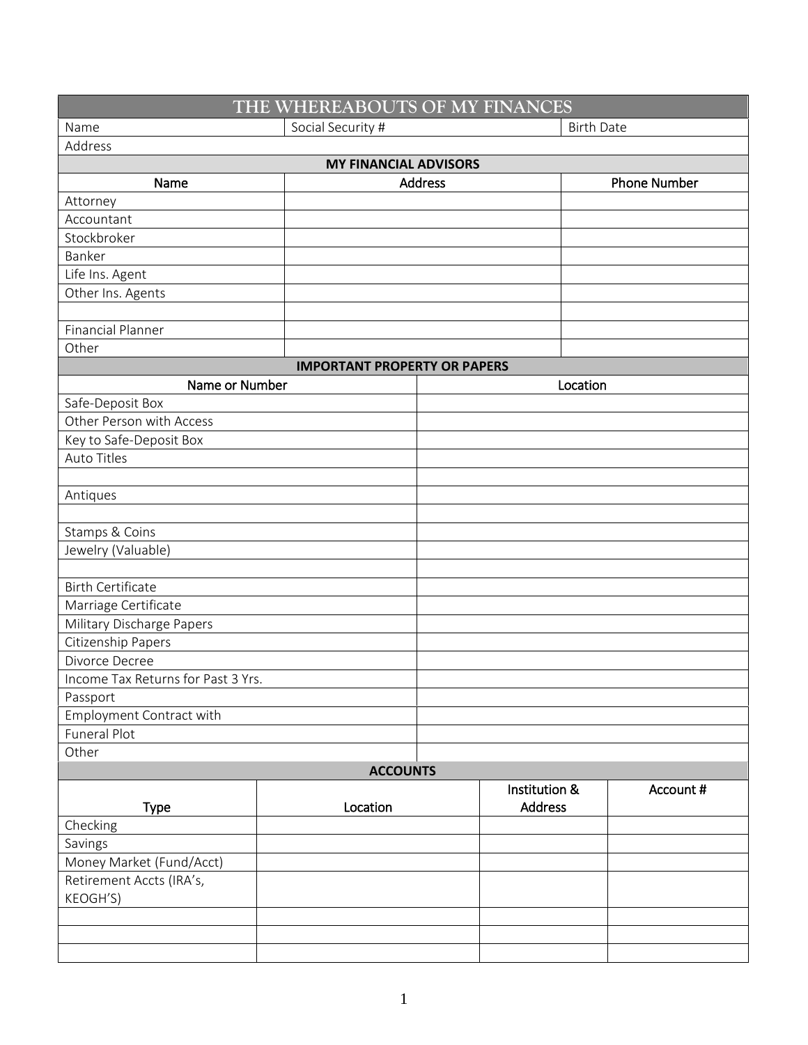# THE WHEREABOUTS OF MY FINANCES

| Name | Social Security # | Birth Date |
|---|---|---|
| Address | | |

## MY FINANCIAL ADVISORS

| Name | Address | Phone Number |
|---|---|---|
| Attorney | | |
| Accountant | | |
| Stockbroker | | |
| Banker | | |
| Life Ins. Agent | | |
| Other Ins. Agents | | |
| | | |
| Financial Planner | | |
| Other | | |

## IMPORTANT PROPERTY OR PAPERS

| Name or Number | Location |
|---|---|
| Safe-Deposit Box | |
| Other Person with Access | |
| Key to Safe-Deposit Box | |
| Auto Titles | |
| | |
| Antiques | |
| | |
| Stamps & Coins | |
| Jewelry (Valuable) | |
| | |
| Birth Certificate | |
| Marriage Certificate | |
| Military Discharge Papers | |
| Citizenship Papers | |
| Divorce Decree | |
| Income Tax Returns for Past 3 Yrs. | |
| Passport | |
| Employment Contract with | |
| Funeral Plot | |
| Other | |

## ACCOUNTS

| Type | Location | Institution & Address | Account # |
|---|---|---|---|
| Checking | | | |
| Savings | | | |
| Money Market (Fund/Acct) | | | |
| Retirement Accts (IRA's, KEOGH'S) | | | |
| | | | |
| | | | |
| | | | |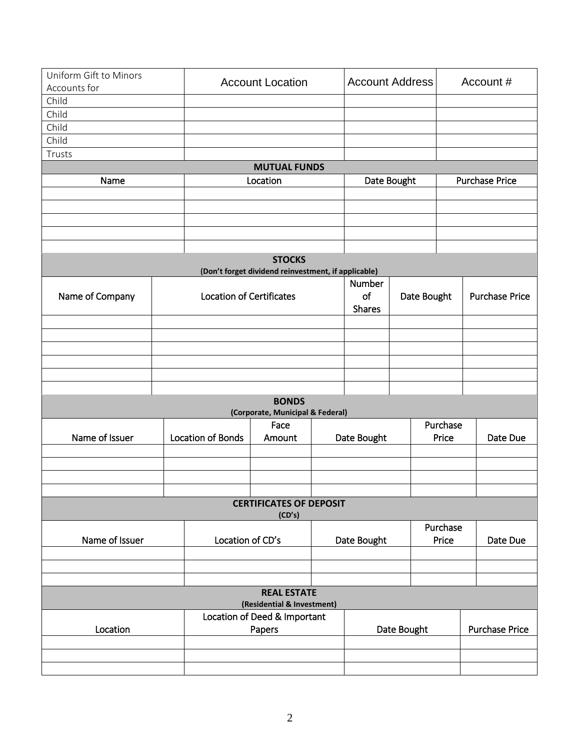| Uniform Gift to Minors Accounts for | Account Location | Account Address | Account # |
|---|---|---|---|
| Child | | | |
| Child | | | |
| Child | | | |
| Child | | | |
| Trusts | | | |

## MUTUAL FUNDS

| Name | Location | Date Bought | Purchase Price |
|---|---|---|---|
| | | | |
| | | | |
| | | | |
| | | | |
| | | | |

## STOCKS

**(Don't forget dividend reinvestment, if applicable)**

| Name of Company | Location of Certificates | Number of Shares | Date Bought | Purchase Price |
|---|---|---|---|---|
| | | | | |
| | | | | |
| | | | | |
| | | | | |
| | | | | |
| | | | | |

## BONDS

**(Corporate, Municipal & Federal)**

| Name of Issuer | Location of Bonds | Face Amount | Date Bought | Purchase Price | Date Due |
|---|---|---|---|---|---|
| | | | | | |
| | | | | | |
| | | | | | |
| | | | | | |

## CERTIFICATES OF DEPOSIT

**(CD's)**

| Name of Issuer | Location of CD's | Date Bought | Purchase Price | Date Due |
|---|---|---|---|---|
| | | | | |
| | | | | |
| | | | | |

## REAL ESTATE

**(Residential & Investment)**

| Location | Location of Deed & Important Papers | Date Bought | Purchase Price |
|---|---|---|---|
| | | | |
| | | | |
| | | | |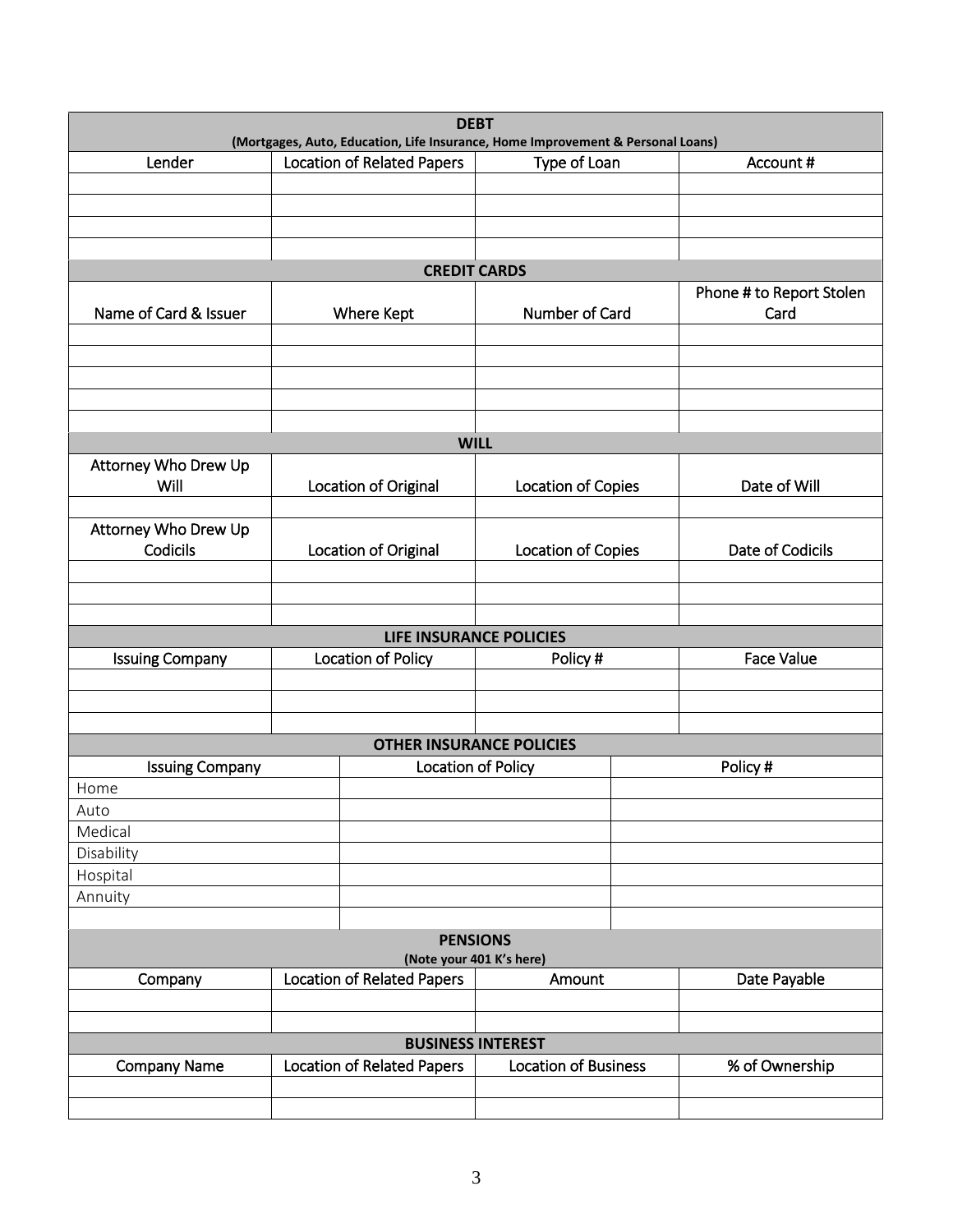## DEBT

**(Mortgages, Auto, Education, Life Insurance, Home Improvement & Personal Loans)**

| Lender | Location of Related Papers | Type of Loan | Account # |
|---|---|---|---|
| | | | |
| | | | |
| | | | |
| | | | |

## CREDIT CARDS

| Name of Card & Issuer | Where Kept | Number of Card | Phone # to Report Stolen Card |
|---|---|---|---|
| | | | |
| | | | |
| | | | |
| | | | |
| | | | |

## WILL

| Attorney Who Drew Up Will | Location of Original | Location of Copies | Date of Will |
|---|---|---|---|
| | | | |
| **Attorney Who Drew Up Codicils** | **Location of Original** | **Location of Copies** | **Date of Codicils** |
| | | | |
| | | | |
| | | | |

## LIFE INSURANCE POLICIES

| Issuing Company | Location of Policy | Policy # | Face Value |
|---|---|---|---|
| | | | |
| | | | |
| | | | |

## OTHER INSURANCE POLICIES

| Issuing Company | Location of Policy | Policy # |
|---|---|---|
| Home | | |
| Auto | | |
| Medical | | |
| Disability | | |
| Hospital | | |
| Annuity | | |
| | | |

## PENSIONS

**(Note your 401 K's here)**

| Company | Location of Related Papers | Amount | Date Payable |
|---|---|---|---|
| | | | |
| | | | |

## BUSINESS INTEREST

| Company Name | Location of Related Papers | Location of Business | % of Ownership |
|---|---|---|---|
| | | | |
| | | | |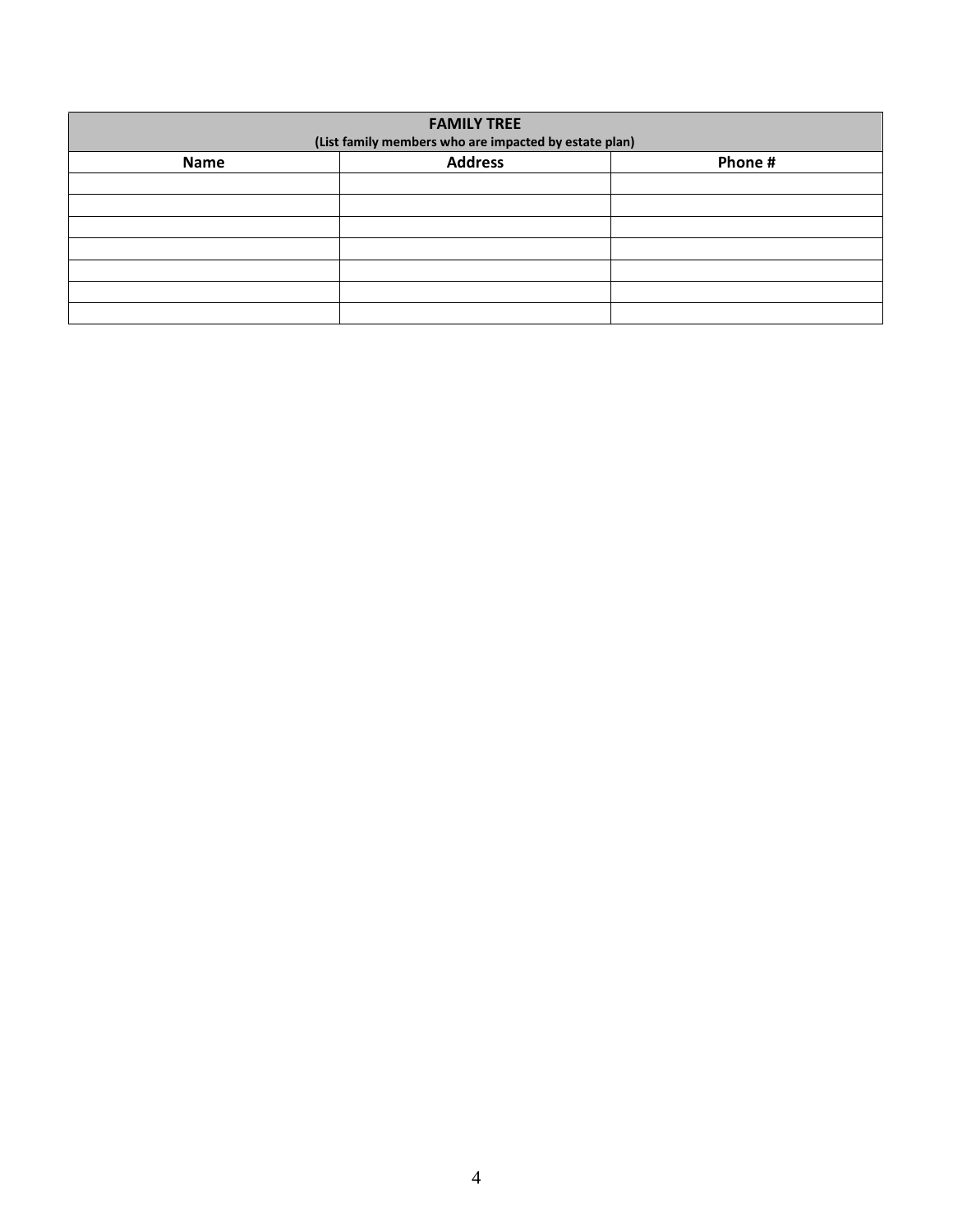| FAMILY TREE (List family members who are impacted by estate plan) | | |
|---|---|---|
| **Name** | **Address** | **Phone #** |
| | | |
| | | |
| | | |
| | | |
| | | |
| | | |
| | | |